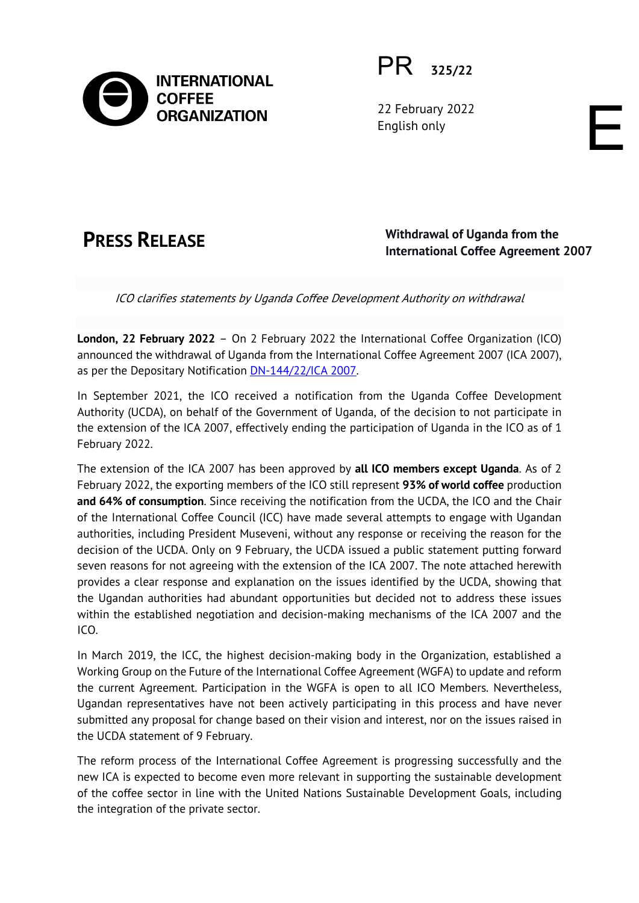INTERNATIONAL COFFEE ORGANIZATION

PR 325/22

22 February 2022
English only

E

# PRESS RELEASE

**Withdrawal of Uganda from the International Coffee Agreement 2007**

*ICO clarifies statements by Uganda Coffee Development Authority on withdrawal*

**London, 22 February 2022** – On 2 February 2022 the International Coffee Organization (ICO) announced the withdrawal of Uganda from the International Coffee Agreement 2007 (ICA 2007), as per the Depositary Notification DN-144/22/ICA 2007.

In September 2021, the ICO received a notification from the Uganda Coffee Development Authority (UCDA), on behalf of the Government of Uganda, of the decision to not participate in the extension of the ICA 2007, effectively ending the participation of Uganda in the ICO as of 1 February 2022.

The extension of the ICA 2007 has been approved by **all ICO members except Uganda**. As of 2 February 2022, the exporting members of the ICO still represent **93% of world coffee** production **and 64% of consumption**. Since receiving the notification from the UCDA, the ICO and the Chair of the International Coffee Council (ICC) have made several attempts to engage with Ugandan authorities, including President Museveni, without any response or receiving the reason for the decision of the UCDA. Only on 9 February, the UCDA issued a public statement putting forward seven reasons for not agreeing with the extension of the ICA 2007. The note attached herewith provides a clear response and explanation on the issues identified by the UCDA, showing that the Ugandan authorities had abundant opportunities but decided not to address these issues within the established negotiation and decision-making mechanisms of the ICA 2007 and the ICO.

In March 2019, the ICC, the highest decision-making body in the Organization, established a Working Group on the Future of the International Coffee Agreement (WGFA) to update and reform the current Agreement. Participation in the WGFA is open to all ICO Members. Nevertheless, Ugandan representatives have not been actively participating in this process and have never submitted any proposal for change based on their vision and interest, nor on the issues raised in the UCDA statement of 9 February.

The reform process of the International Coffee Agreement is progressing successfully and the new ICA is expected to become even more relevant in supporting the sustainable development of the coffee sector in line with the United Nations Sustainable Development Goals, including the integration of the private sector.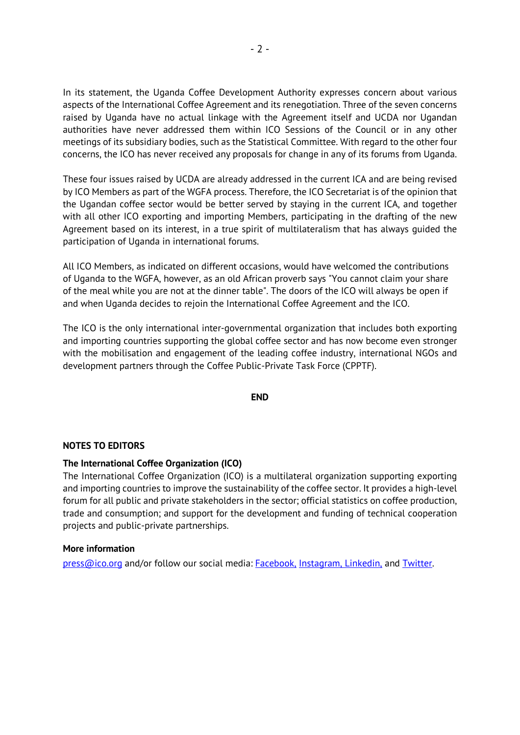In its statement, the Uganda Coffee Development Authority expresses concern about various aspects of the International Coffee Agreement and its renegotiation. Three of the seven concerns raised by Uganda have no actual linkage with the Agreement itself and UCDA nor Ugandan authorities have never addressed them within ICO Sessions of the Council or in any other meetings of its subsidiary bodies, such as the Statistical Committee. With regard to the other four concerns, the ICO has never received any proposals for change in any of its forums from Uganda.

These four issues raised by UCDA are already addressed in the current ICA and are being revised by ICO Members as part of the WGFA process. Therefore, the ICO Secretariat is of the opinion that the Ugandan coffee sector would be better served by staying in the current ICA, and together with all other ICO exporting and importing Members, participating in the drafting of the new Agreement based on its interest, in a true spirit of multilateralism that has always guided the participation of Uganda in international forums.

All ICO Members, as indicated on different occasions, would have welcomed the contributions of Uganda to the WGFA, however, as an old African proverb says "You cannot claim your share of the meal while you are not at the dinner table". The doors of the ICO will always be open if and when Uganda decides to rejoin the International Coffee Agreement and the ICO.

The ICO is the only international inter-governmental organization that includes both exporting and importing countries supporting the global coffee sector and has now become even stronger with the mobilisation and engagement of the leading coffee industry, international NGOs and development partners through the Coffee Public-Private Task Force (CPPTF).

**END**

## NOTES TO EDITORS

**The International Coffee Organization (ICO)**

The International Coffee Organization (ICO) is a multilateral organization supporting exporting and importing countries to improve the sustainability of the coffee sector. It provides a high-level forum for all public and private stakeholders in the sector; official statistics on coffee production, trade and consumption; and support for the development and funding of technical cooperation projects and public-private partnerships.

**More information**

press@ico.org and/or follow our social media: Facebook, Instagram, Linkedin, and Twitter.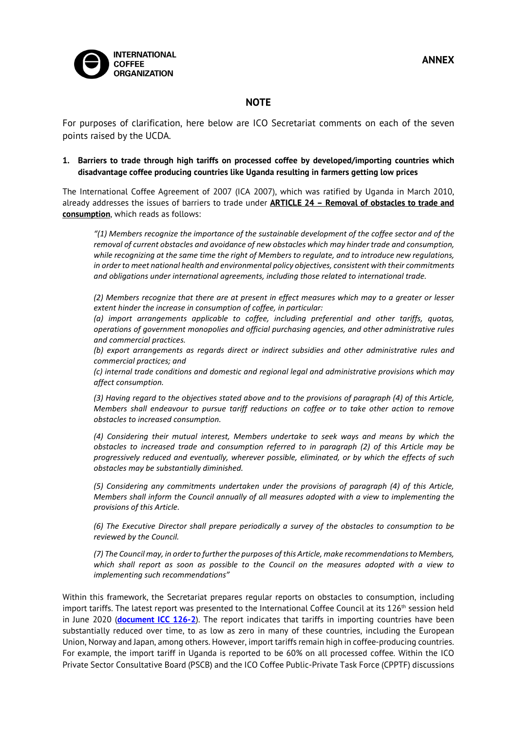**ANNEX**

## NOTE

For purposes of clarification, here below are ICO Secretariat comments on each of the seven points raised by the UCDA.

**1. Barriers to trade through high tariffs on processed coffee by developed/importing countries which disadvantage coffee producing countries like Uganda resulting in farmers getting low prices**

The International Coffee Agreement of 2007 (ICA 2007), which was ratified by Uganda in March 2010, already addresses the issues of barriers to trade under **ARTICLE 24 – Removal of obstacles to trade and consumption**, which reads as follows:

> *"(1) Members recognize the importance of the sustainable development of the coffee sector and of the removal of current obstacles and avoidance of new obstacles which may hinder trade and consumption, while recognizing at the same time the right of Members to regulate, and to introduce new regulations, in order to meet national health and environmental policy objectives, consistent with their commitments and obligations under international agreements, including those related to international trade.*
>
> *(2) Members recognize that there are at present in effect measures which may to a greater or lesser extent hinder the increase in consumption of coffee, in particular:*
> *(a) import arrangements applicable to coffee, including preferential and other tariffs, quotas, operations of government monopolies and official purchasing agencies, and other administrative rules and commercial practices.*
> *(b) export arrangements as regards direct or indirect subsidies and other administrative rules and commercial practices; and*
> *(c) internal trade conditions and domestic and regional legal and administrative provisions which may affect consumption.*
>
> *(3) Having regard to the objectives stated above and to the provisions of paragraph (4) of this Article, Members shall endeavour to pursue tariff reductions on coffee or to take other action to remove obstacles to increased consumption.*
>
> *(4) Considering their mutual interest, Members undertake to seek ways and means by which the obstacles to increased trade and consumption referred to in paragraph (2) of this Article may be progressively reduced and eventually, wherever possible, eliminated, or by which the effects of such obstacles may be substantially diminished.*
>
> *(5) Considering any commitments undertaken under the provisions of paragraph (4) of this Article, Members shall inform the Council annually of all measures adopted with a view to implementing the provisions of this Article.*
>
> *(6) The Executive Director shall prepare periodically a survey of the obstacles to consumption to be reviewed by the Council.*
>
> *(7) The Council may, in order to further the purposes of this Article, make recommendations to Members, which shall report as soon as possible to the Council on the measures adopted with a view to implementing such recommendations"*

Within this framework, the Secretariat prepares regular reports on obstacles to consumption, including import tariffs. The latest report was presented to the International Coffee Council at its 126th session held in June 2020 (**document ICC 126-2**). The report indicates that tariffs in importing countries have been substantially reduced over time, to as low as zero in many of these countries, including the European Union, Norway and Japan, among others. However, import tariffs remain high in coffee-producing countries. For example, the import tariff in Uganda is reported to be 60% on all processed coffee. Within the ICO Private Sector Consultative Board (PSCB) and the ICO Coffee Public-Private Task Force (CPPTF) discussions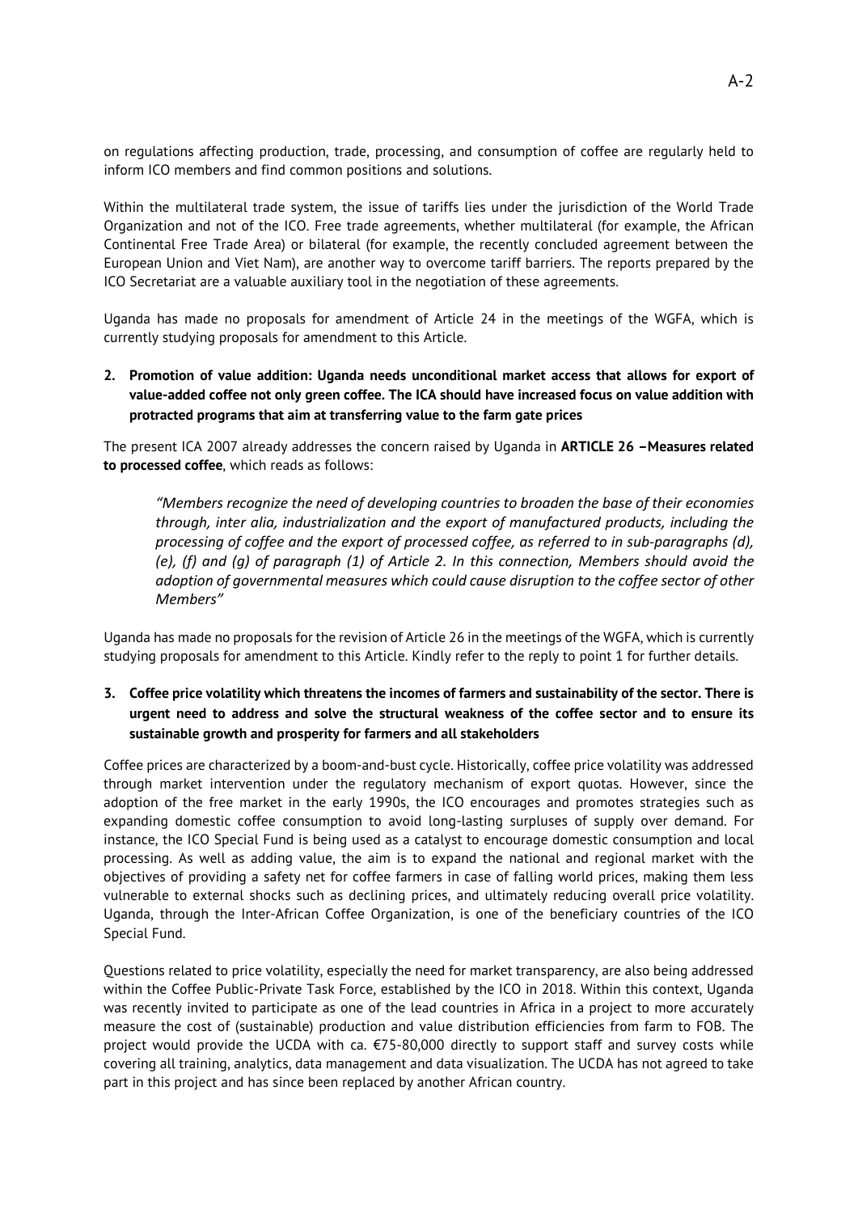on regulations affecting production, trade, processing, and consumption of coffee are regularly held to inform ICO members and find common positions and solutions.

Within the multilateral trade system, the issue of tariffs lies under the jurisdiction of the World Trade Organization and not of the ICO. Free trade agreements, whether multilateral (for example, the African Continental Free Trade Area) or bilateral (for example, the recently concluded agreement between the European Union and Viet Nam), are another way to overcome tariff barriers. The reports prepared by the ICO Secretariat are a valuable auxiliary tool in the negotiation of these agreements.

Uganda has made no proposals for amendment of Article 24 in the meetings of the WGFA, which is currently studying proposals for amendment to this Article.

2. **Promotion of value addition: Uganda needs unconditional market access that allows for export of value-added coffee not only green coffee. The ICA should have increased focus on value addition with protracted programs that aim at transferring value to the farm gate prices**

The present ICA 2007 already addresses the concern raised by Uganda in **ARTICLE 26 –Measures related to processed coffee**, which reads as follows:

> *"Members recognize the need of developing countries to broaden the base of their economies through, inter alia, industrialization and the export of manufactured products, including the processing of coffee and the export of processed coffee, as referred to in sub-paragraphs (d), (e), (f) and (g) of paragraph (1) of Article 2. In this connection, Members should avoid the adoption of governmental measures which could cause disruption to the coffee sector of other Members"*

Uganda has made no proposals for the revision of Article 26 in the meetings of the WGFA, which is currently studying proposals for amendment to this Article. Kindly refer to the reply to point 1 for further details.

3. **Coffee price volatility which threatens the incomes of farmers and sustainability of the sector. There is urgent need to address and solve the structural weakness of the coffee sector and to ensure its sustainable growth and prosperity for farmers and all stakeholders**

Coffee prices are characterized by a boom-and-bust cycle. Historically, coffee price volatility was addressed through market intervention under the regulatory mechanism of export quotas. However, since the adoption of the free market in the early 1990s, the ICO encourages and promotes strategies such as expanding domestic coffee consumption to avoid long-lasting surpluses of supply over demand. For instance, the ICO Special Fund is being used as a catalyst to encourage domestic consumption and local processing. As well as adding value, the aim is to expand the national and regional market with the objectives of providing a safety net for coffee farmers in case of falling world prices, making them less vulnerable to external shocks such as declining prices, and ultimately reducing overall price volatility. Uganda, through the Inter-African Coffee Organization, is one of the beneficiary countries of the ICO Special Fund.

Questions related to price volatility, especially the need for market transparency, are also being addressed within the Coffee Public-Private Task Force, established by the ICO in 2018. Within this context, Uganda was recently invited to participate as one of the lead countries in Africa in a project to more accurately measure the cost of (sustainable) production and value distribution efficiencies from farm to FOB. The project would provide the UCDA with ca. €75-80,000 directly to support staff and survey costs while covering all training, analytics, data management and data visualization. The UCDA has not agreed to take part in this project and has since been replaced by another African country.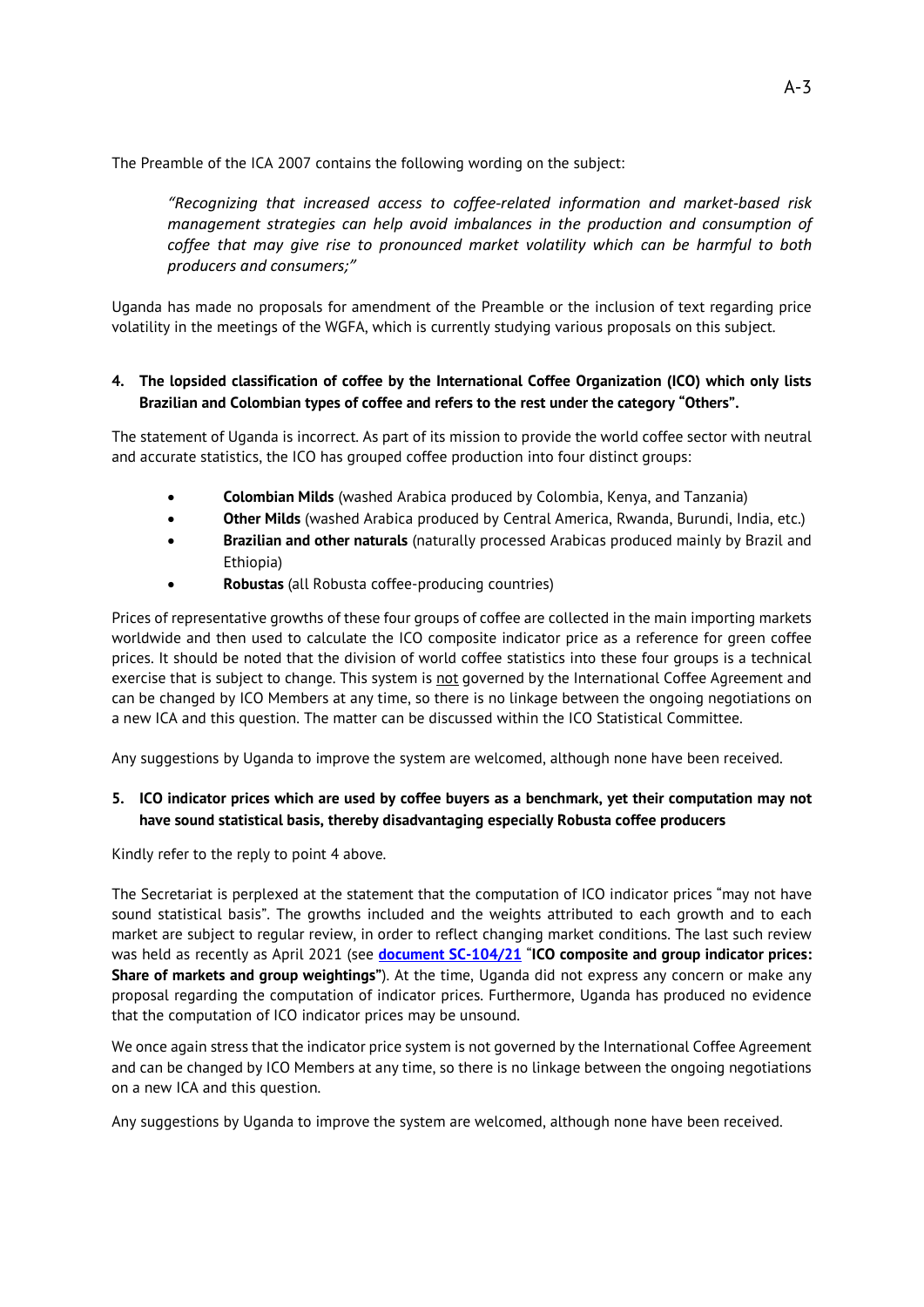The Preamble of the ICA 2007 contains the following wording on the subject:

> *"Recognizing that increased access to coffee-related information and market-based risk management strategies can help avoid imbalances in the production and consumption of coffee that may give rise to pronounced market volatility which can be harmful to both producers and consumers;"*

Uganda has made no proposals for amendment of the Preamble or the inclusion of text regarding price volatility in the meetings of the WGFA, which is currently studying various proposals on this subject.

**4. The lopsided classification of coffee by the International Coffee Organization (ICO) which only lists Brazilian and Colombian types of coffee and refers to the rest under the category "Others".**

The statement of Uganda is incorrect. As part of its mission to provide the world coffee sector with neutral and accurate statistics, the ICO has grouped coffee production into four distinct groups:

- **Colombian Milds** (washed Arabica produced by Colombia, Kenya, and Tanzania)
- **Other Milds** (washed Arabica produced by Central America, Rwanda, Burundi, India, etc.)
- **Brazilian and other naturals** (naturally processed Arabicas produced mainly by Brazil and Ethiopia)
- **Robustas** (all Robusta coffee-producing countries)

Prices of representative growths of these four groups of coffee are collected in the main importing markets worldwide and then used to calculate the ICO composite indicator price as a reference for green coffee prices. It should be noted that the division of world coffee statistics into these four groups is a technical exercise that is subject to change. This system is not governed by the International Coffee Agreement and can be changed by ICO Members at any time, so there is no linkage between the ongoing negotiations on a new ICA and this question. The matter can be discussed within the ICO Statistical Committee.

Any suggestions by Uganda to improve the system are welcomed, although none have been received.

**5. ICO indicator prices which are used by coffee buyers as a benchmark, yet their computation may not have sound statistical basis, thereby disadvantaging especially Robusta coffee producers**

Kindly refer to the reply to point 4 above.

The Secretariat is perplexed at the statement that the computation of ICO indicator prices "may not have sound statistical basis". The growths included and the weights attributed to each growth and to each market are subject to regular review, in order to reflect changing market conditions. The last such review was held as recently as April 2021 (see **document SC-104/21** "**ICO composite and group indicator prices: Share of markets and group weightings"**). At the time, Uganda did not express any concern or make any proposal regarding the computation of indicator prices. Furthermore, Uganda has produced no evidence that the computation of ICO indicator prices may be unsound.

We once again stress that the indicator price system is not governed by the International Coffee Agreement and can be changed by ICO Members at any time, so there is no linkage between the ongoing negotiations on a new ICA and this question.

Any suggestions by Uganda to improve the system are welcomed, although none have been received.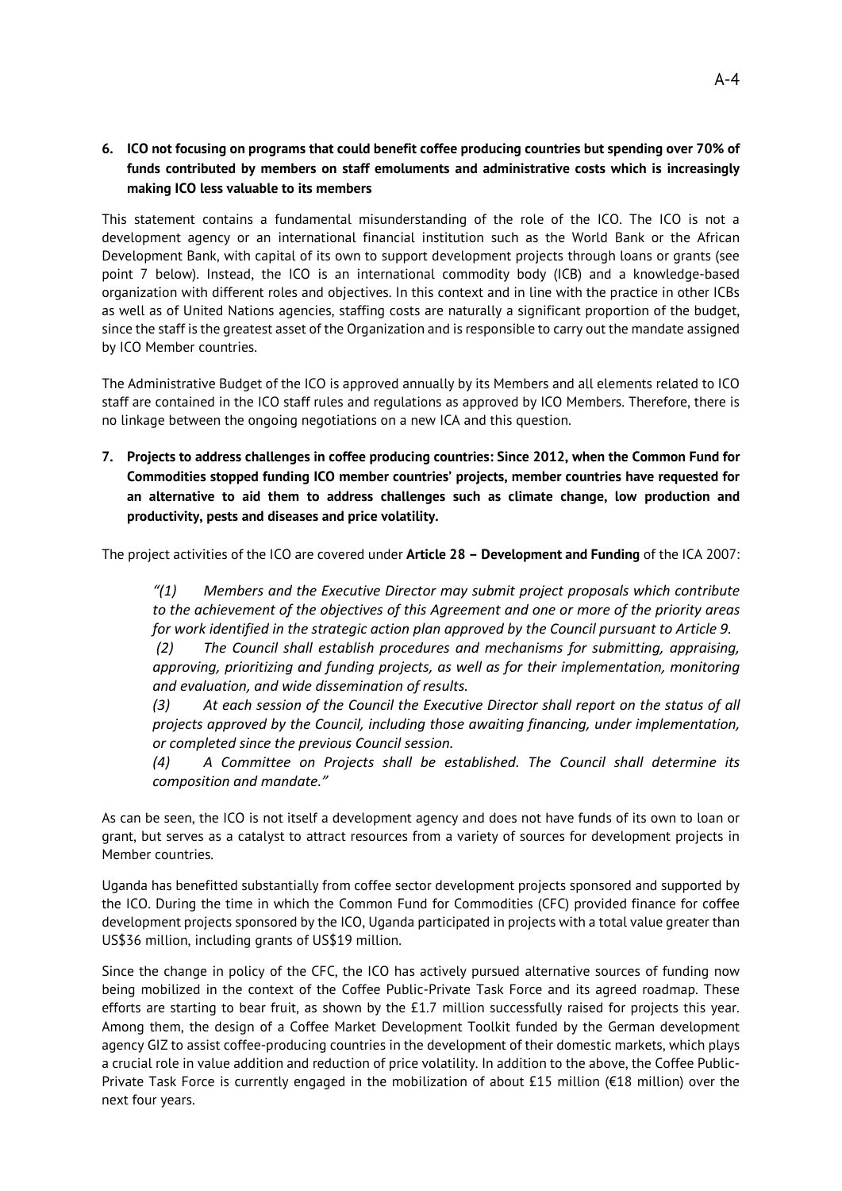**6. ICO not focusing on programs that could benefit coffee producing countries but spending over 70% of funds contributed by members on staff emoluments and administrative costs which is increasingly making ICO less valuable to its members**

This statement contains a fundamental misunderstanding of the role of the ICO. The ICO is not a development agency or an international financial institution such as the World Bank or the African Development Bank, with capital of its own to support development projects through loans or grants (see point 7 below). Instead, the ICO is an international commodity body (ICB) and a knowledge-based organization with different roles and objectives. In this context and in line with the practice in other ICBs as well as of United Nations agencies, staffing costs are naturally a significant proportion of the budget, since the staff is the greatest asset of the Organization and is responsible to carry out the mandate assigned by ICO Member countries.

The Administrative Budget of the ICO is approved annually by its Members and all elements related to ICO staff are contained in the ICO staff rules and regulations as approved by ICO Members. Therefore, there is no linkage between the ongoing negotiations on a new ICA and this question.

**7. Projects to address challenges in coffee producing countries: Since 2012, when the Common Fund for Commodities stopped funding ICO member countries' projects, member countries have requested for an alternative to aid them to address challenges such as climate change, low production and productivity, pests and diseases and price volatility.**

The project activities of the ICO are covered under **Article 28 – Development and Funding** of the ICA 2007:

> *"(1) Members and the Executive Director may submit project proposals which contribute to the achievement of the objectives of this Agreement and one or more of the priority areas for work identified in the strategic action plan approved by the Council pursuant to Article 9.*
>
> *(2) The Council shall establish procedures and mechanisms for submitting, appraising, approving, prioritizing and funding projects, as well as for their implementation, monitoring and evaluation, and wide dissemination of results.*
>
> *(3) At each session of the Council the Executive Director shall report on the status of all projects approved by the Council, including those awaiting financing, under implementation, or completed since the previous Council session.*
>
> *(4) A Committee on Projects shall be established. The Council shall determine its composition and mandate."*

As can be seen, the ICO is not itself a development agency and does not have funds of its own to loan or grant, but serves as a catalyst to attract resources from a variety of sources for development projects in Member countries.

Uganda has benefitted substantially from coffee sector development projects sponsored and supported by the ICO. During the time in which the Common Fund for Commodities (CFC) provided finance for coffee development projects sponsored by the ICO, Uganda participated in projects with a total value greater than US$36 million, including grants of US$19 million.

Since the change in policy of the CFC, the ICO has actively pursued alternative sources of funding now being mobilized in the context of the Coffee Public-Private Task Force and its agreed roadmap. These efforts are starting to bear fruit, as shown by the £1.7 million successfully raised for projects this year. Among them, the design of a Coffee Market Development Toolkit funded by the German development agency GIZ to assist coffee-producing countries in the development of their domestic markets, which plays a crucial role in value addition and reduction of price volatility. In addition to the above, the Coffee Public-Private Task Force is currently engaged in the mobilization of about £15 million (€18 million) over the next four years.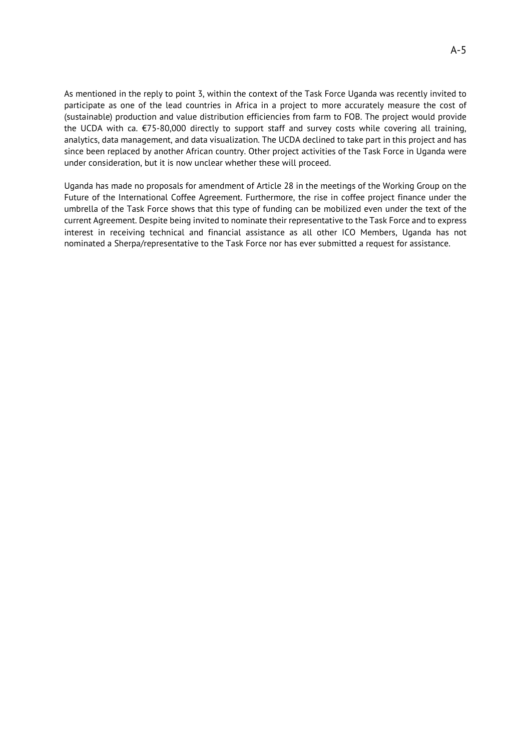As mentioned in the reply to point 3, within the context of the Task Force Uganda was recently invited to participate as one of the lead countries in Africa in a project to more accurately measure the cost of (sustainable) production and value distribution efficiencies from farm to FOB. The project would provide the UCDA with ca. €75-80,000 directly to support staff and survey costs while covering all training, analytics, data management, and data visualization. The UCDA declined to take part in this project and has since been replaced by another African country. Other project activities of the Task Force in Uganda were under consideration, but it is now unclear whether these will proceed.

Uganda has made no proposals for amendment of Article 28 in the meetings of the Working Group on the Future of the International Coffee Agreement. Furthermore, the rise in coffee project finance under the umbrella of the Task Force shows that this type of funding can be mobilized even under the text of the current Agreement. Despite being invited to nominate their representative to the Task Force and to express interest in receiving technical and financial assistance as all other ICO Members, Uganda has not nominated a Sherpa/representative to the Task Force nor has ever submitted a request for assistance.